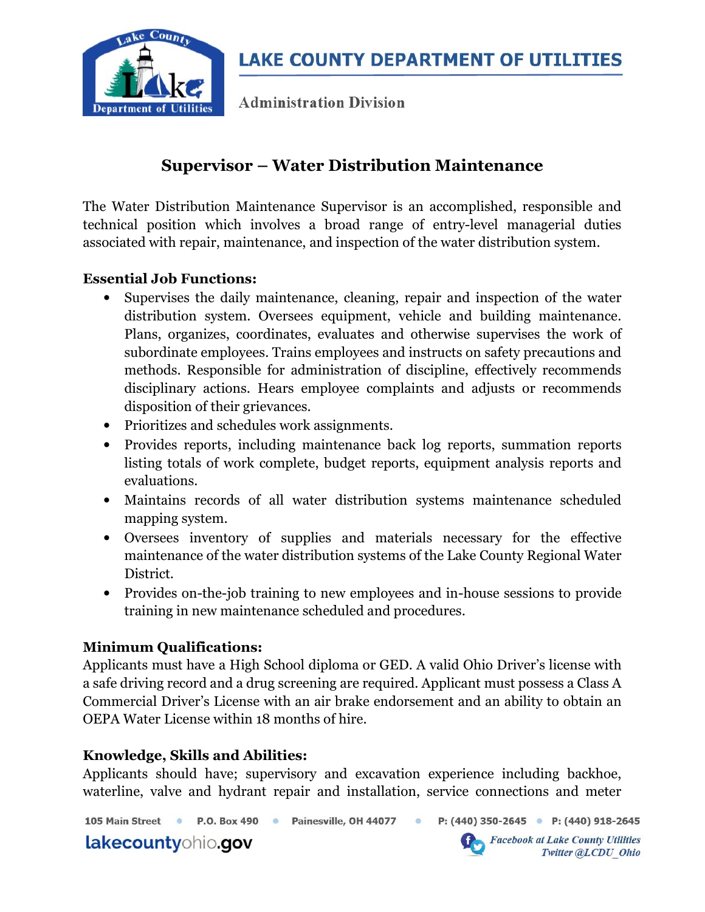# LAKE COUNTY DEPARTMENT OF UTILITIES

Administration Division

## Supervisor – Water Distribution Maintenance

The Water Distribution Maintenance Supervisor is an accomplished, responsible and technical position which involves a broad range of entry-level managerial duties associated with repair, maintenance, and inspection of the water distribution system.

### Essential Job Functions:

- Supervises the daily maintenance, cleaning, repair and inspection of the water distribution system. Oversees equipment, vehicle and building maintenance. Plans, organizes, coordinates, evaluates and otherwise supervises the work of subordinate employees. Trains employees and instructs on safety precautions and methods. Responsible for administration of discipline, effectively recommends disciplinary actions. Hears employee complaints and adjusts or recommends disposition of their grievances.
- Prioritizes and schedules work assignments.
- Provides reports, including maintenance back log reports, summation reports listing totals of work complete, budget reports, equipment analysis reports and evaluations.
- Maintains records of all water distribution systems maintenance scheduled mapping system.
- Oversees inventory of supplies and materials necessary for the effective maintenance of the water distribution systems of the Lake County Regional Water District.
- Provides on-the-job training to new employees and in-house sessions to provide training in new maintenance scheduled and procedures.

### Minimum Qualifications:

Applicants must have a High School diploma or GED. A valid Ohio Driver's license with a safe driving record and a drug screening are required. Applicant must possess a Class A Commercial Driver's License with an air brake endorsement and an ability to obtain an OEPA Water License within 18 months of hire.

### Knowledge, Skills and Abilities:

Applicants should have; supervisory and excavation experience including backhoe, waterline, valve and hydrant repair and installation, service connections and meter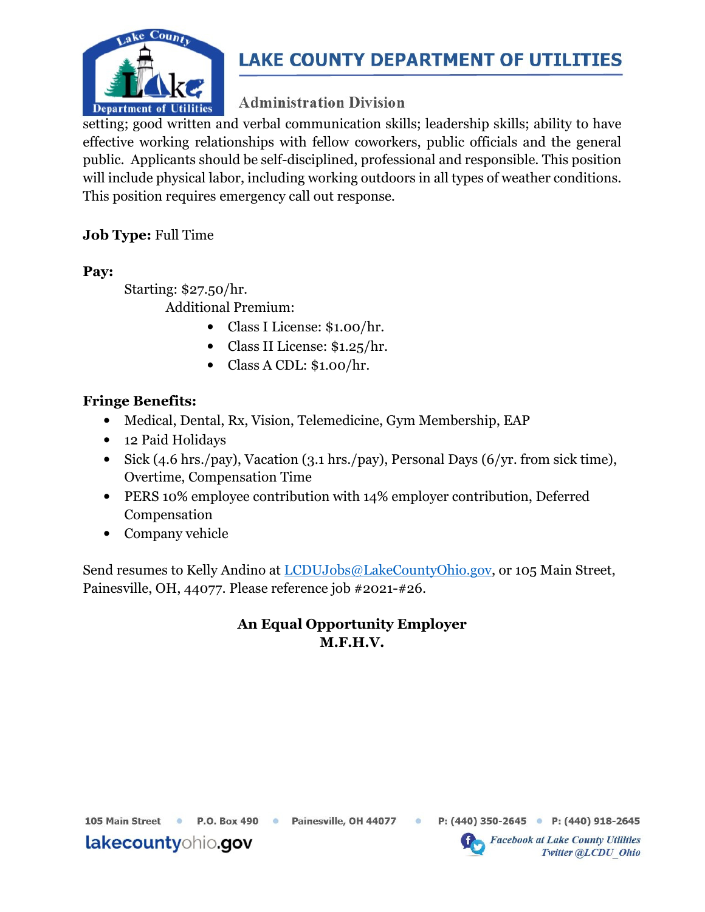setting; good written and verbal communication skills; leadership skills; ability to have effective working relationships with fellow coworkers, public officials and the general public. Applicants should be self-disciplined, professional and responsible. This position will include physical labor, including working outdoors in all types of weather conditions. This position requires emergency call out response.

**Job Type:** Full Time

**Pay:**

Starting: $27.50/hr.

Additional Premium:

- Class I License: $1.00/hr.
- Class II License: $1.25/hr.
- Class A CDL: $1.00/hr.

**Fringe Benefits:**

- Medical, Dental, Rx, Vision, Telemedicine, Gym Membership, EAP
- 12 Paid Holidays
- Sick (4.6 hrs./pay), Vacation (3.1 hrs./pay), Personal Days (6/yr. from sick time), Overtime, Compensation Time
- PERS 10% employee contribution with 14% employer contribution, Deferred Compensation
- Company vehicle

Send resumes to Kelly Andino at LCDUJobs@LakeCountyOhio.gov, or 105 Main Street, Painesville, OH, 44077. Please reference job #2021-#26.

**An Equal Opportunity Employer**
**M.F.H.V.**